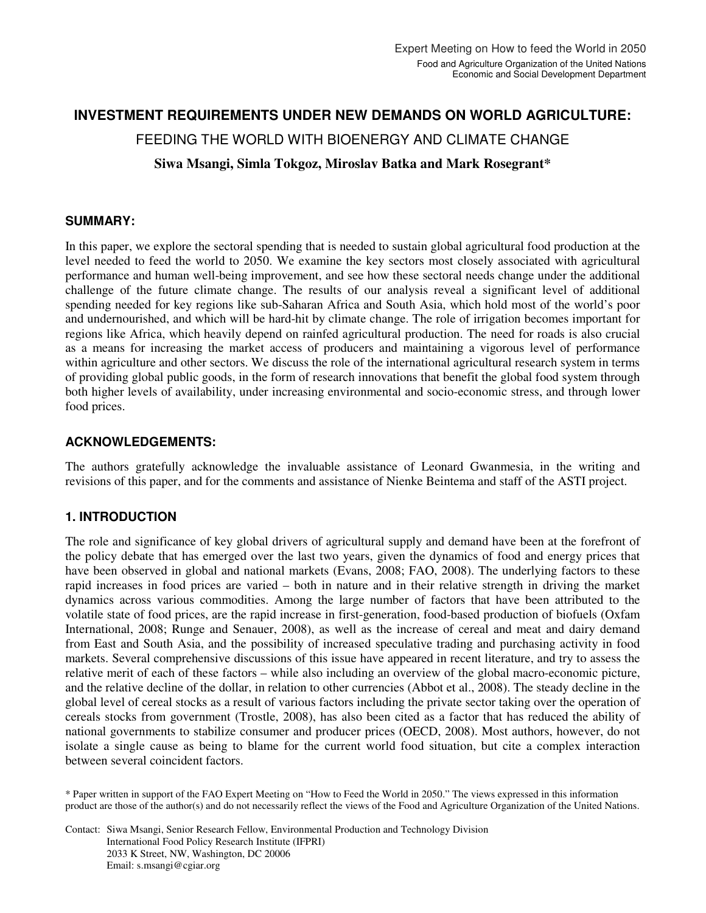Expert Meeting on How to feed the World in 2050
Food and Agriculture Organization of the United Nations
Economic and Social Development Department

# INVESTMENT REQUIREMENTS UNDER NEW DEMANDS ON WORLD AGRICULTURE:

## FEEDING THE WORLD WITH BIOENERGY AND CLIMATE CHANGE

**Siwa Msangi, Simla Tokgoz, Miroslav Batka and Mark Rosegrant***

## SUMMARY:

In this paper, we explore the sectoral spending that is needed to sustain global agricultural food production at the level needed to feed the world to 2050. We examine the key sectors most closely associated with agricultural performance and human well-being improvement, and see how these sectoral needs change under the additional challenge of the future climate change. The results of our analysis reveal a significant level of additional spending needed for key regions like sub-Saharan Africa and South Asia, which hold most of the world's poor and undernourished, and which will be hard-hit by climate change. The role of irrigation becomes important for regions like Africa, which heavily depend on rainfed agricultural production. The need for roads is also crucial as a means for increasing the market access of producers and maintaining a vigorous level of performance within agriculture and other sectors. We discuss the role of the international agricultural research system in terms of providing global public goods, in the form of research innovations that benefit the global food system through both higher levels of availability, under increasing environmental and socio-economic stress, and through lower food prices.

## ACKNOWLEDGEMENTS:

The authors gratefully acknowledge the invaluable assistance of Leonard Gwanmesia, in the writing and revisions of this paper, and for the comments and assistance of Nienke Beintema and staff of the ASTI project.

## 1. INTRODUCTION

The role and significance of key global drivers of agricultural supply and demand have been at the forefront of the policy debate that has emerged over the last two years, given the dynamics of food and energy prices that have been observed in global and national markets (Evans, 2008; FAO, 2008). The underlying factors to these rapid increases in food prices are varied – both in nature and in their relative strength in driving the market dynamics across various commodities. Among the large number of factors that have been attributed to the volatile state of food prices, are the rapid increase in first-generation, food-based production of biofuels (Oxfam International, 2008; Runge and Senauer, 2008), as well as the increase of cereal and meat and dairy demand from East and South Asia, and the possibility of increased speculative trading and purchasing activity in food markets. Several comprehensive discussions of this issue have appeared in recent literature, and try to assess the relative merit of each of these factors – while also including an overview of the global macro-economic picture, and the relative decline of the dollar, in relation to other currencies (Abbot et al., 2008). The steady decline in the global level of cereal stocks as a result of various factors including the private sector taking over the operation of cereals stocks from government (Trostle, 2008), has also been cited as a factor that has reduced the ability of national governments to stabilize consumer and producer prices (OECD, 2008). Most authors, however, do not isolate a single cause as being to blame for the current world food situation, but cite a complex interaction between several coincident factors.

* Paper written in support of the FAO Expert Meeting on "How to Feed the World in 2050." The views expressed in this information product are those of the author(s) and do not necessarily reflect the views of the Food and Agriculture Organization of the United Nations.

Contact: Siwa Msangi, Senior Research Fellow, Environmental Production and Technology Division
International Food Policy Research Institute (IFPRI)
2033 K Street, NW, Washington, DC 20006
Email: s.msangi@cgiar.org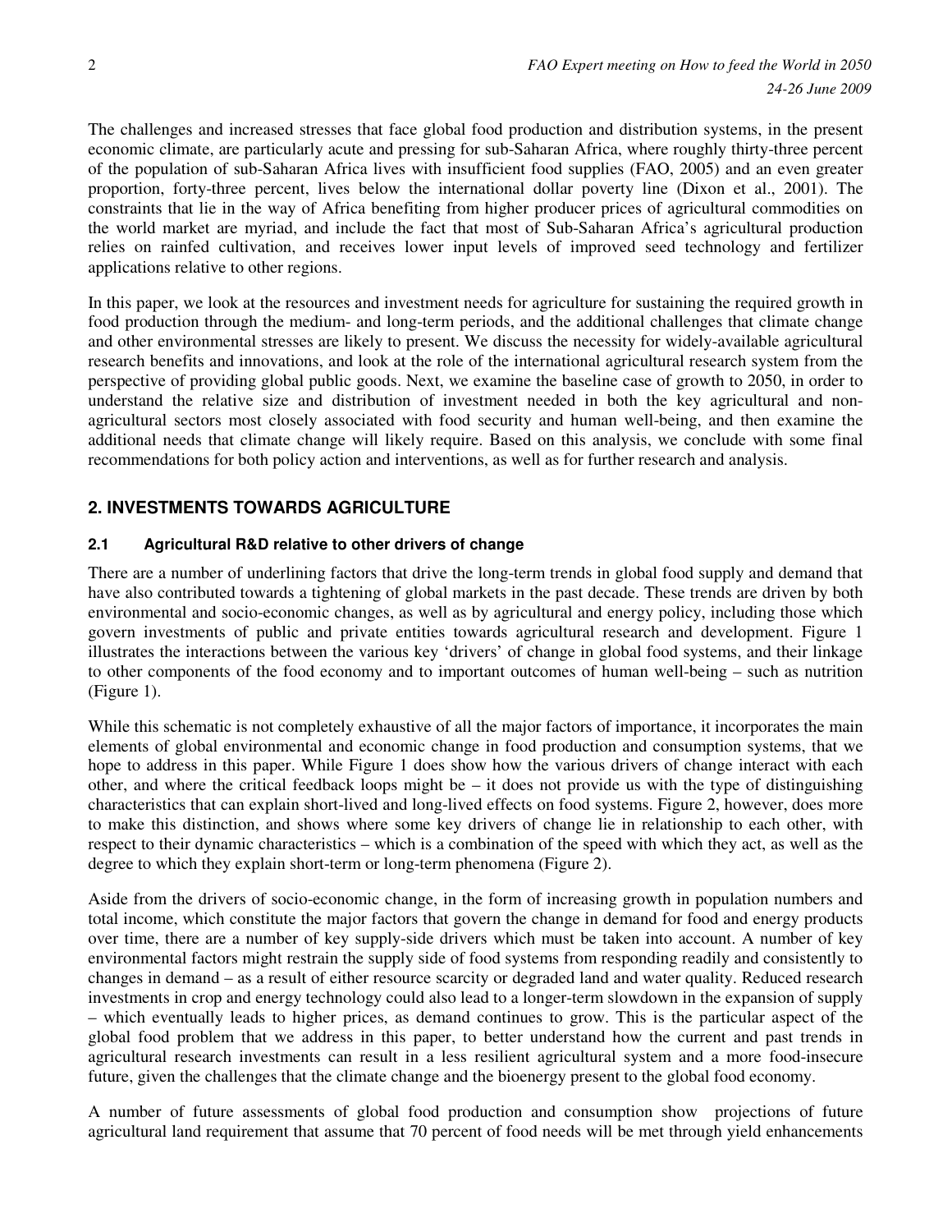The challenges and increased stresses that face global food production and distribution systems, in the present economic climate, are particularly acute and pressing for sub-Saharan Africa, where roughly thirty-three percent of the population of sub-Saharan Africa lives with insufficient food supplies (FAO, 2005) and an even greater proportion, forty-three percent, lives below the international dollar poverty line (Dixon et al., 2001). The constraints that lie in the way of Africa benefiting from higher producer prices of agricultural commodities on the world market are myriad, and include the fact that most of Sub-Saharan Africa's agricultural production relies on rainfed cultivation, and receives lower input levels of improved seed technology and fertilizer applications relative to other regions.

In this paper, we look at the resources and investment needs for agriculture for sustaining the required growth in food production through the medium- and long-term periods, and the additional challenges that climate change and other environmental stresses are likely to present. We discuss the necessity for widely-available agricultural research benefits and innovations, and look at the role of the international agricultural research system from the perspective of providing global public goods. Next, we examine the baseline case of growth to 2050, in order to understand the relative size and distribution of investment needed in both the key agricultural and non-agricultural sectors most closely associated with food security and human well-being, and then examine the additional needs that climate change will likely require. Based on this analysis, we conclude with some final recommendations for both policy action and interventions, as well as for further research and analysis.

## 2. INVESTMENTS TOWARDS AGRICULTURE

### 2.1 Agricultural R&D relative to other drivers of change

There are a number of underlining factors that drive the long-term trends in global food supply and demand that have also contributed towards a tightening of global markets in the past decade. These trends are driven by both environmental and socio-economic changes, as well as by agricultural and energy policy, including those which govern investments of public and private entities towards agricultural research and development. Figure 1 illustrates the interactions between the various key 'drivers' of change in global food systems, and their linkage to other components of the food economy and to important outcomes of human well-being – such as nutrition (Figure 1).

While this schematic is not completely exhaustive of all the major factors of importance, it incorporates the main elements of global environmental and economic change in food production and consumption systems, that we hope to address in this paper. While Figure 1 does show how the various drivers of change interact with each other, and where the critical feedback loops might be – it does not provide us with the type of distinguishing characteristics that can explain short-lived and long-lived effects on food systems. Figure 2, however, does more to make this distinction, and shows where some key drivers of change lie in relationship to each other, with respect to their dynamic characteristics – which is a combination of the speed with which they act, as well as the degree to which they explain short-term or long-term phenomena (Figure 2).

Aside from the drivers of socio-economic change, in the form of increasing growth in population numbers and total income, which constitute the major factors that govern the change in demand for food and energy products over time, there are a number of key supply-side drivers which must be taken into account. A number of key environmental factors might restrain the supply side of food systems from responding readily and consistently to changes in demand – as a result of either resource scarcity or degraded land and water quality. Reduced research investments in crop and energy technology could also lead to a longer-term slowdown in the expansion of supply – which eventually leads to higher prices, as demand continues to grow. This is the particular aspect of the global food problem that we address in this paper, to better understand how the current and past trends in agricultural research investments can result in a less resilient agricultural system and a more food-insecure future, given the challenges that the climate change and the bioenergy present to the global food economy.

A number of future assessments of global food production and consumption show projections of future agricultural land requirement that assume that 70 percent of food needs will be met through yield enhancements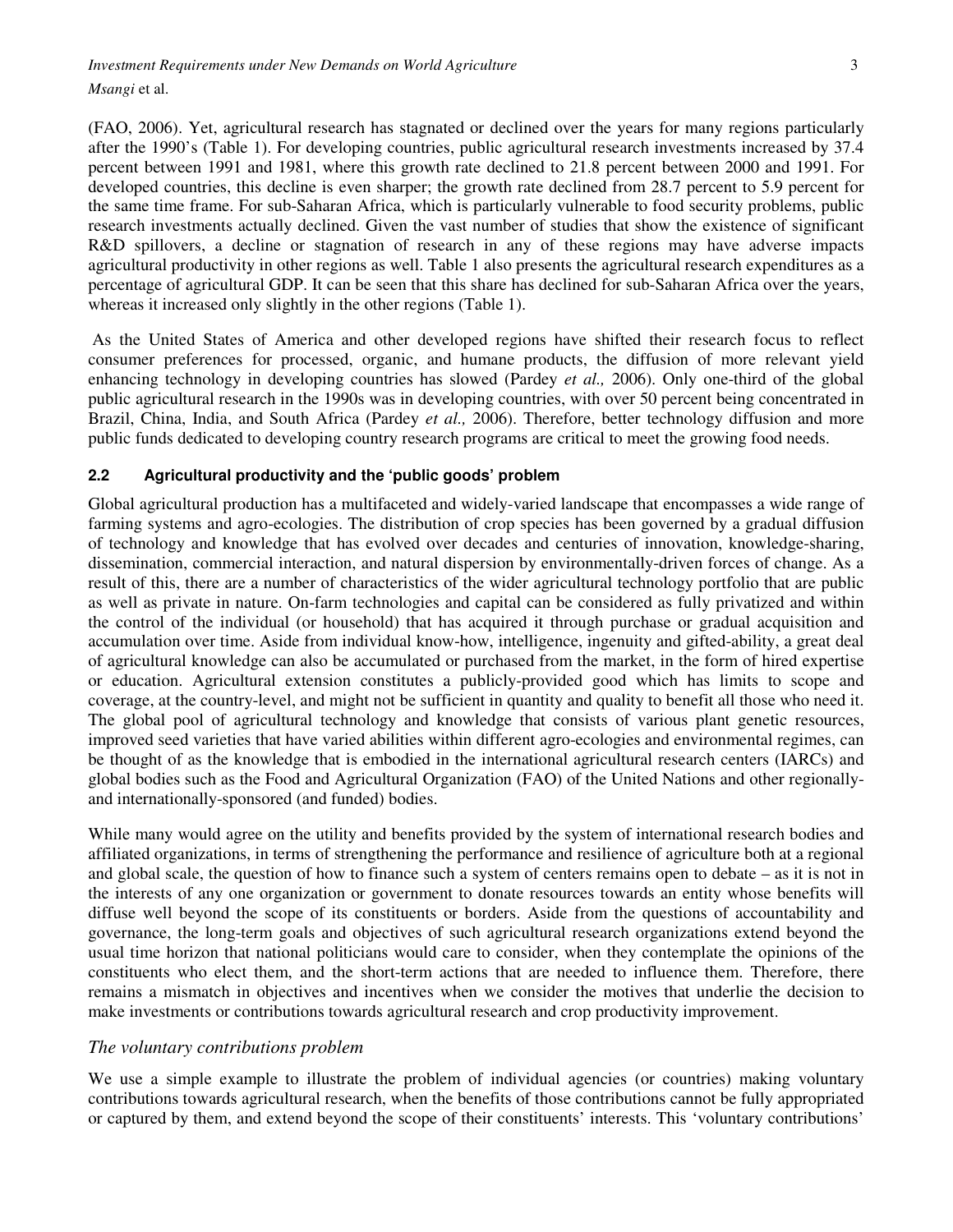(FAO, 2006). Yet, agricultural research has stagnated or declined over the years for many regions particularly after the 1990's (Table 1). For developing countries, public agricultural research investments increased by 37.4 percent between 1991 and 1981, where this growth rate declined to 21.8 percent between 2000 and 1991. For developed countries, this decline is even sharper; the growth rate declined from 28.7 percent to 5.9 percent for the same time frame. For sub-Saharan Africa, which is particularly vulnerable to food security problems, public research investments actually declined. Given the vast number of studies that show the existence of significant R&D spillovers, a decline or stagnation of research in any of these regions may have adverse impacts agricultural productivity in other regions as well. Table 1 also presents the agricultural research expenditures as a percentage of agricultural GDP. It can be seen that this share has declined for sub-Saharan Africa over the years, whereas it increased only slightly in the other regions (Table 1).

As the United States of America and other developed regions have shifted their research focus to reflect consumer preferences for processed, organic, and humane products, the diffusion of more relevant yield enhancing technology in developing countries has slowed (Pardey *et al.,* 2006). Only one-third of the global public agricultural research in the 1990s was in developing countries, with over 50 percent being concentrated in Brazil, China, India, and South Africa (Pardey *et al.,* 2006). Therefore, better technology diffusion and more public funds dedicated to developing country research programs are critical to meet the growing food needs.

### 2.2 Agricultural productivity and the 'public goods' problem

Global agricultural production has a multifaceted and widely-varied landscape that encompasses a wide range of farming systems and agro-ecologies. The distribution of crop species has been governed by a gradual diffusion of technology and knowledge that has evolved over decades and centuries of innovation, knowledge-sharing, dissemination, commercial interaction, and natural dispersion by environmentally-driven forces of change. As a result of this, there are a number of characteristics of the wider agricultural technology portfolio that are public as well as private in nature. On-farm technologies and capital can be considered as fully privatized and within the control of the individual (or household) that has acquired it through purchase or gradual acquisition and accumulation over time. Aside from individual know-how, intelligence, ingenuity and gifted-ability, a great deal of agricultural knowledge can also be accumulated or purchased from the market, in the form of hired expertise or education. Agricultural extension constitutes a publicly-provided good which has limits to scope and coverage, at the country-level, and might not be sufficient in quantity and quality to benefit all those who need it. The global pool of agricultural technology and knowledge that consists of various plant genetic resources, improved seed varieties that have varied abilities within different agro-ecologies and environmental regimes, can be thought of as the knowledge that is embodied in the international agricultural research centers (IARCs) and global bodies such as the Food and Agricultural Organization (FAO) of the United Nations and other regionally- and internationally-sponsored (and funded) bodies.

While many would agree on the utility and benefits provided by the system of international research bodies and affiliated organizations, in terms of strengthening the performance and resilience of agriculture both at a regional and global scale, the question of how to finance such a system of centers remains open to debate – as it is not in the interests of any one organization or government to donate resources towards an entity whose benefits will diffuse well beyond the scope of its constituents or borders. Aside from the questions of accountability and governance, the long-term goals and objectives of such agricultural research organizations extend beyond the usual time horizon that national politicians would care to consider, when they contemplate the opinions of the constituents who elect them, and the short-term actions that are needed to influence them. Therefore, there remains a mismatch in objectives and incentives when we consider the motives that underlie the decision to make investments or contributions towards agricultural research and crop productivity improvement.

#### *The voluntary contributions problem*

We use a simple example to illustrate the problem of individual agencies (or countries) making voluntary contributions towards agricultural research, when the benefits of those contributions cannot be fully appropriated or captured by them, and extend beyond the scope of their constituents' interests. This 'voluntary contributions'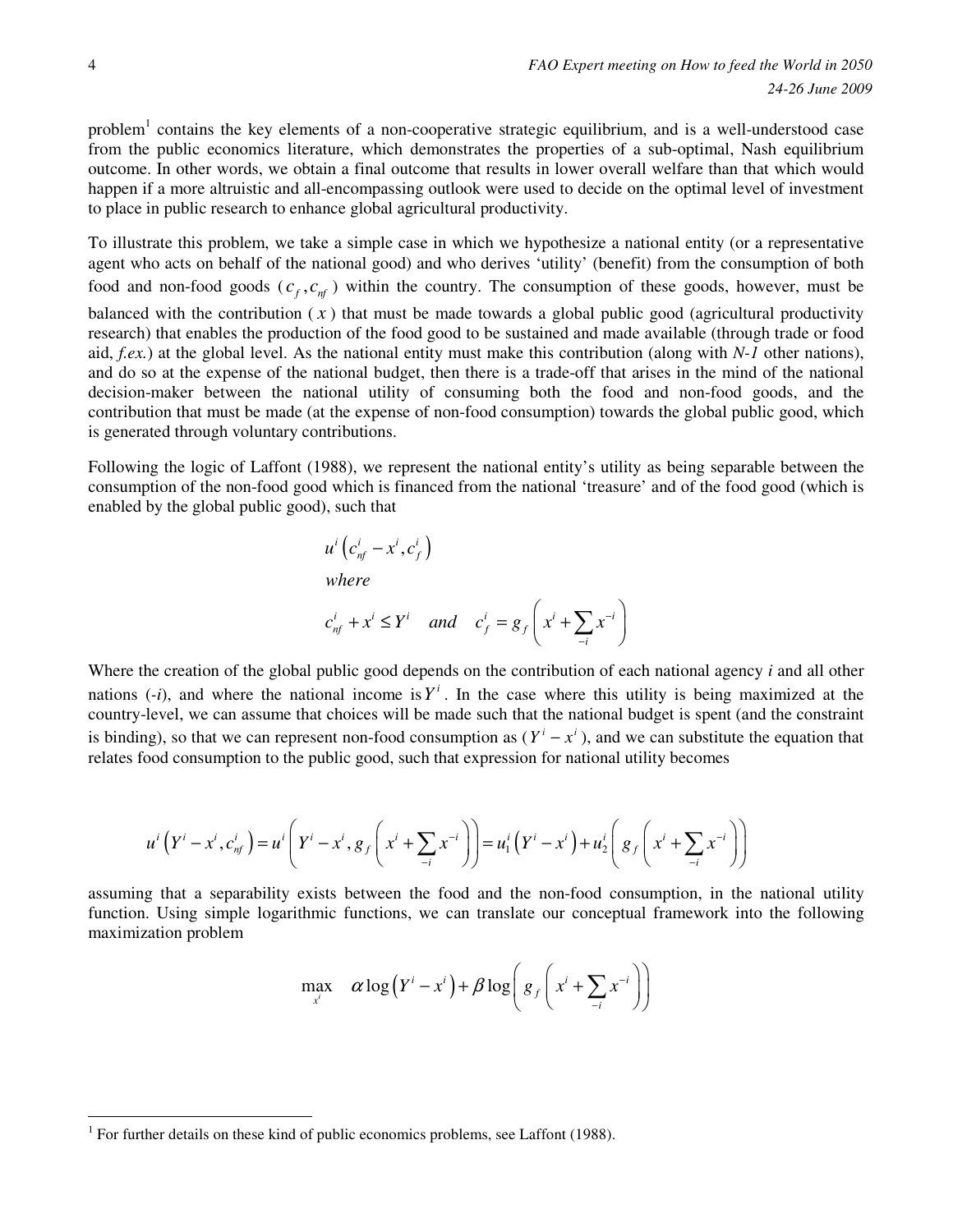problem[1] contains the key elements of a non-cooperative strategic equilibrium, and is a well-understood case from the public economics literature, which demonstrates the properties of a sub-optimal, Nash equilibrium outcome. In other words, we obtain a final outcome that results in lower overall welfare than that which would happen if a more altruistic and all-encompassing outlook were used to decide on the optimal level of investment to place in public research to enhance global agricultural productivity.

To illustrate this problem, we take a simple case in which we hypothesize a national entity (or a representative agent who acts on behalf of the national good) and who derives 'utility' (benefit) from the consumption of both food and non-food goods ($c_f, c_{nf}$) within the country. The consumption of these goods, however, must be balanced with the contribution ($x$) that must be made towards a global public good (agricultural productivity research) that enables the production of the food good to be sustained and made available (through trade or food aid, *f.ex.*) at the global level. As the national entity must make this contribution (along with *N-1* other nations), and do so at the expense of the national budget, then there is a trade-off that arises in the mind of the national decision-maker between the national utility of consuming both the food and non-food goods, and the contribution that must be made (at the expense of non-food consumption) towards the global public good, which is generated through voluntary contributions.

Following the logic of Laffont (1988), we represent the national entity's utility as being separable between the consumption of the non-food good which is financed from the national 'treasure' and of the food good (which is enabled by the global public good), such that

$$u^i\left(c^i_{nf} - x^i, c^i_f\right)$$

*where*

$$c^i_{nf} + x^i \le Y^i \quad and \quad c^i_f = g_f\left(x^i + \sum_{-i} x^{-i}\right)$$

Where the creation of the global public good depends on the contribution of each national agency *i* and all other nations (*-i*), and where the national income is $Y^i$. In the case where this utility is being maximized at the country-level, we can assume that choices will be made such that the national budget is spent (and the constraint is binding), so that we can represent non-food consumption as ($Y^i - x^i$), and we can substitute the equation that relates food consumption to the public good, such that expression for national utility becomes

$$u^i\left(Y^i - x^i, c^i_{nf}\right) = u^i\left(Y^i - x^i, g_f\left(x^i + \sum_{-i} x^{-i}\right)\right) = u^i_1\left(Y^i - x^i\right) + u^i_2\left(g_f\left(x^i + \sum_{-i} x^{-i}\right)\right)$$

assuming that a separability exists between the food and the non-food consumption, in the national utility function. Using simple logarithmic functions, we can translate our conceptual framework into the following maximization problem

$$\max_{x^i} \quad \alpha \log\left(Y^i - x^i\right) + \beta \log\left(g_f\left(x^i + \sum_{-i} x^{-i}\right)\right)$$

[1] For further details on these kind of public economics problems, see Laffont (1988).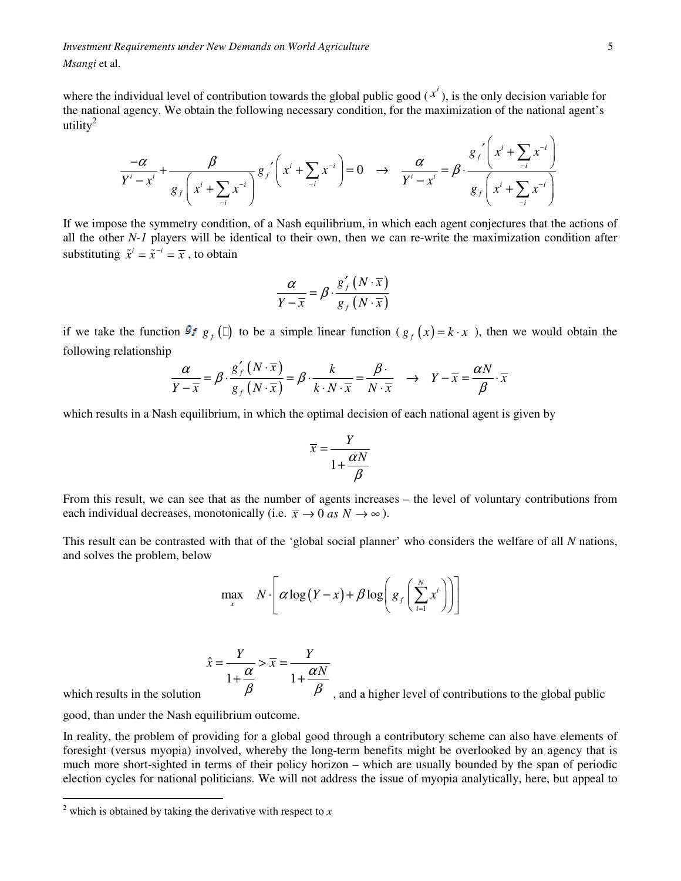where the individual level of contribution towards the global public good ($x^i$), is the only decision variable for the national agency. We obtain the following necessary condition, for the maximization of the national agent's utility[2]

$$\frac{-\alpha}{Y^i - x^i} + \frac{\beta}{g_f\left(x^i + \sum_{-i} x^{-i}\right)} g_f'\left(x^i + \sum_{-i} x^{-i}\right) = 0 \quad \rightarrow \quad \frac{\alpha}{Y^i - x^i} = \beta \cdot \frac{g_f'\left(x^i + \sum_{-i} x^{-i}\right)}{g_f\left(x^i + \sum_{-i} x^{-i}\right)}$$

If we impose the symmetry condition, of a Nash equilibrium, in which each agent conjectures that the actions of all the other *N-1* players will be identical to their own, then we can re-write the maximization condition after substituting $\tilde{x}^i = \tilde{x}^{-i} = \bar{x}$, to obtain

$$\frac{\alpha}{Y - \bar{x}} = \beta \cdot \frac{g_f'\left(N \cdot \bar{x}\right)}{g_f\left(N \cdot \bar{x}\right)}$$

if we take the function $g_f(\cdot)$ to be a simple linear function ($g_f(x) = k \cdot x$), then we would obtain the following relationship

$$\frac{\alpha}{Y - \bar{x}} = \beta \cdot \frac{g_f'\left(N \cdot \bar{x}\right)}{g_f\left(N \cdot \bar{x}\right)} = \beta \cdot \frac{k}{k \cdot N \cdot \bar{x}} = \frac{\beta \cdot}{N \cdot \bar{x}} \quad \rightarrow \quad Y - \bar{x} = \frac{\alpha N}{\beta} \cdot \bar{x}$$

which results in a Nash equilibrium, in which the optimal decision of each national agent is given by

$$\bar{x} = \frac{Y}{1 + \frac{\alpha N}{\beta}}$$

From this result, we can see that as the number of agents increases – the level of voluntary contributions from each individual decreases, monotonically (i.e. $\bar{x} \rightarrow 0 \text{ as } N \rightarrow \infty$).

This result can be contrasted with that of the 'global social planner' who considers the welfare of all *N* nations, and solves the problem, below

$$\max_x \quad N \cdot \left[\alpha \log\left(Y - x\right) + \beta \log\left(g_f\left(\sum_{i=1}^{N} x^i\right)\right)\right]$$

which results in the solution $\hat{x} = \dfrac{Y}{1 + \dfrac{\alpha}{\beta}} > \bar{x} = \dfrac{Y}{1 + \dfrac{\alpha N}{\beta}}$, and a higher level of contributions to the global public good, than under the Nash equilibrium outcome.

In reality, the problem of providing for a global good through a contributory scheme can also have elements of foresight (versus myopia) involved, whereby the long-term benefits might be overlooked by an agency that is much more short-sighted in terms of their policy horizon – which are usually bounded by the span of periodic election cycles for national politicians. We will not address the issue of myopia analytically, here, but appeal to

[2] which is obtained by taking the derivative with respect to *x*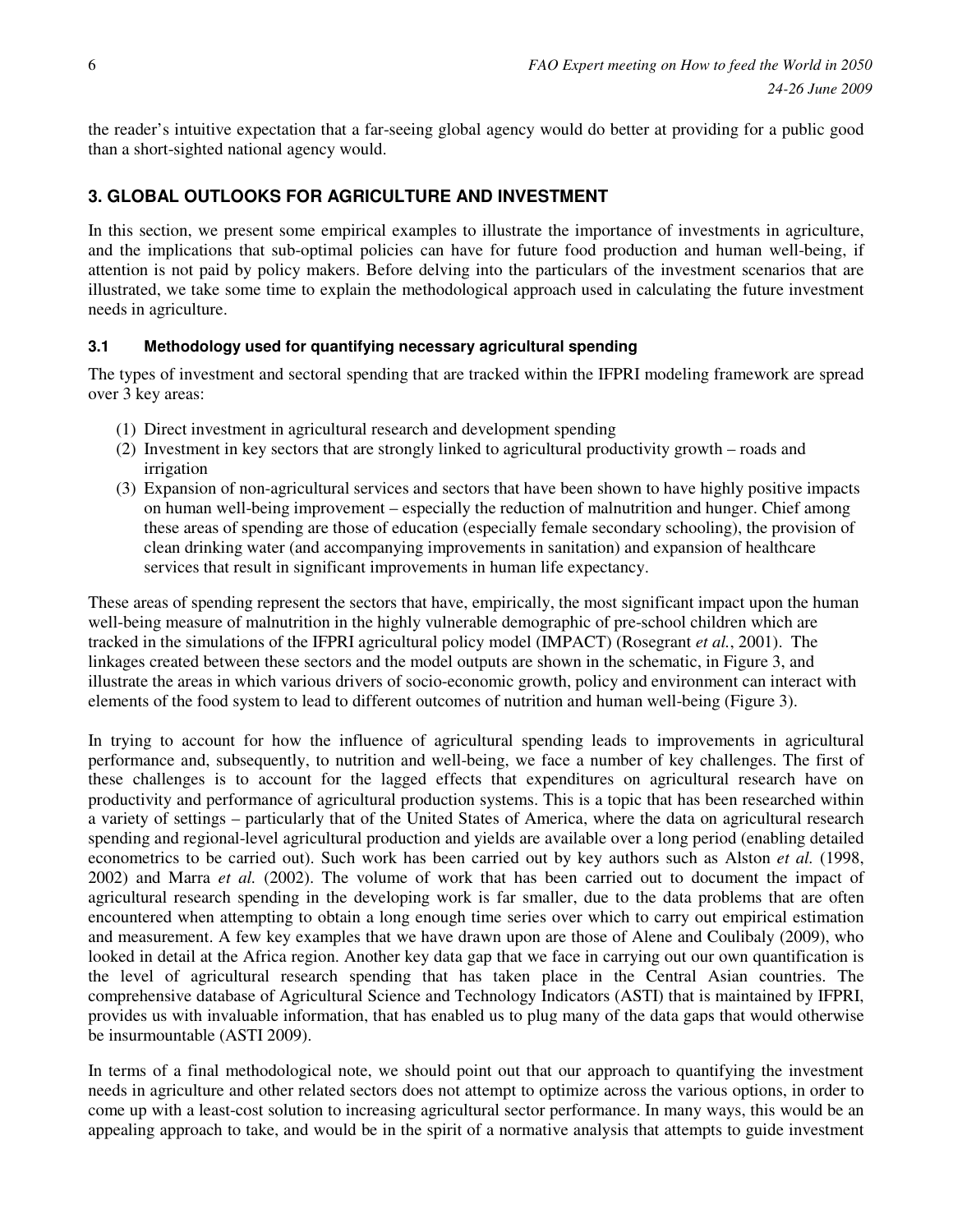the reader's intuitive expectation that a far-seeing global agency would do better at providing for a public good than a short-sighted national agency would.

## 3. GLOBAL OUTLOOKS FOR AGRICULTURE AND INVESTMENT

In this section, we present some empirical examples to illustrate the importance of investments in agriculture, and the implications that sub-optimal policies can have for future food production and human well-being, if attention is not paid by policy makers. Before delving into the particulars of the investment scenarios that are illustrated, we take some time to explain the methodological approach used in calculating the future investment needs in agriculture.

### 3.1 Methodology used for quantifying necessary agricultural spending

The types of investment and sectoral spending that are tracked within the IFPRI modeling framework are spread over 3 key areas:

(1) Direct investment in agricultural research and development spending
(2) Investment in key sectors that are strongly linked to agricultural productivity growth – roads and irrigation
(3) Expansion of non-agricultural services and sectors that have been shown to have highly positive impacts on human well-being improvement – especially the reduction of malnutrition and hunger. Chief among these areas of spending are those of education (especially female secondary schooling), the provision of clean drinking water (and accompanying improvements in sanitation) and expansion of healthcare services that result in significant improvements in human life expectancy.

These areas of spending represent the sectors that have, empirically, the most significant impact upon the human well-being measure of malnutrition in the highly vulnerable demographic of pre-school children which are tracked in the simulations of the IFPRI agricultural policy model (IMPACT) (Rosegrant *et al.*, 2001). The linkages created between these sectors and the model outputs are shown in the schematic, in Figure 3, and illustrate the areas in which various drivers of socio-economic growth, policy and environment can interact with elements of the food system to lead to different outcomes of nutrition and human well-being (Figure 3).

In trying to account for how the influence of agricultural spending leads to improvements in agricultural performance and, subsequently, to nutrition and well-being, we face a number of key challenges. The first of these challenges is to account for the lagged effects that expenditures on agricultural research have on productivity and performance of agricultural production systems. This is a topic that has been researched within a variety of settings – particularly that of the United States of America, where the data on agricultural research spending and regional-level agricultural production and yields are available over a long period (enabling detailed econometrics to be carried out). Such work has been carried out by key authors such as Alston *et al.* (1998, 2002) and Marra *et al.* (2002). The volume of work that has been carried out to document the impact of agricultural research spending in the developing work is far smaller, due to the data problems that are often encountered when attempting to obtain a long enough time series over which to carry out empirical estimation and measurement. A few key examples that we have drawn upon are those of Alene and Coulibaly (2009), who looked in detail at the Africa region. Another key data gap that we face in carrying out our own quantification is the level of agricultural research spending that has taken place in the Central Asian countries. The comprehensive database of Agricultural Science and Technology Indicators (ASTI) that is maintained by IFPRI, provides us with invaluable information, that has enabled us to plug many of the data gaps that would otherwise be insurmountable (ASTI 2009).

In terms of a final methodological note, we should point out that our approach to quantifying the investment needs in agriculture and other related sectors does not attempt to optimize across the various options, in order to come up with a least-cost solution to increasing agricultural sector performance. In many ways, this would be an appealing approach to take, and would be in the spirit of a normative analysis that attempts to guide investment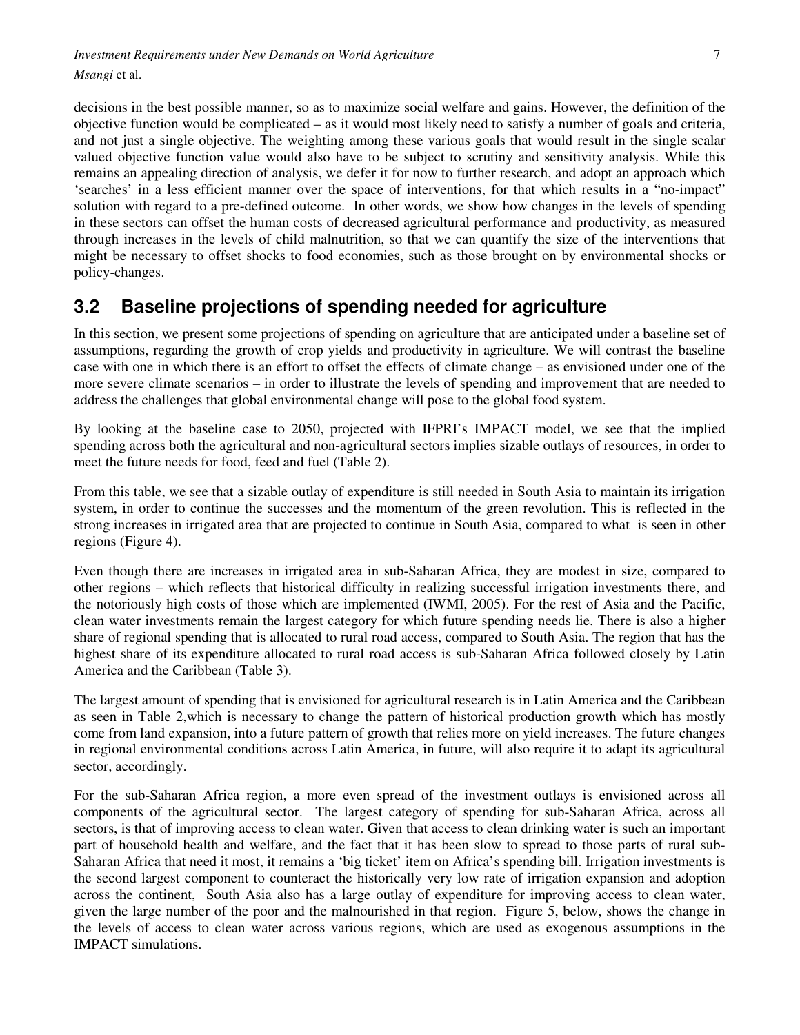decisions in the best possible manner, so as to maximize social welfare and gains. However, the definition of the objective function would be complicated – as it would most likely need to satisfy a number of goals and criteria, and not just a single objective. The weighting among these various goals that would result in the single scalar valued objective function value would also have to be subject to scrutiny and sensitivity analysis. While this remains an appealing direction of analysis, we defer it for now to further research, and adopt an approach which 'searches' in a less efficient manner over the space of interventions, for that which results in a "no-impact" solution with regard to a pre-defined outcome. In other words, we show how changes in the levels of spending in these sectors can offset the human costs of decreased agricultural performance and productivity, as measured through increases in the levels of child malnutrition, so that we can quantify the size of the interventions that might be necessary to offset shocks to food economies, such as those brought on by environmental shocks or policy-changes.

## 3.2 Baseline projections of spending needed for agriculture

In this section, we present some projections of spending on agriculture that are anticipated under a baseline set of assumptions, regarding the growth of crop yields and productivity in agriculture. We will contrast the baseline case with one in which there is an effort to offset the effects of climate change – as envisioned under one of the more severe climate scenarios – in order to illustrate the levels of spending and improvement that are needed to address the challenges that global environmental change will pose to the global food system.

By looking at the baseline case to 2050, projected with IFPRI's IMPACT model, we see that the implied spending across both the agricultural and non-agricultural sectors implies sizable outlays of resources, in order to meet the future needs for food, feed and fuel (Table 2).

From this table, we see that a sizable outlay of expenditure is still needed in South Asia to maintain its irrigation system, in order to continue the successes and the momentum of the green revolution. This is reflected in the strong increases in irrigated area that are projected to continue in South Asia, compared to what is seen in other regions (Figure 4).

Even though there are increases in irrigated area in sub-Saharan Africa, they are modest in size, compared to other regions – which reflects that historical difficulty in realizing successful irrigation investments there, and the notoriously high costs of those which are implemented (IWMI, 2005). For the rest of Asia and the Pacific, clean water investments remain the largest category for which future spending needs lie. There is also a higher share of regional spending that is allocated to rural road access, compared to South Asia. The region that has the highest share of its expenditure allocated to rural road access is sub-Saharan Africa followed closely by Latin America and the Caribbean (Table 3).

The largest amount of spending that is envisioned for agricultural research is in Latin America and the Caribbean as seen in Table 2,which is necessary to change the pattern of historical production growth which has mostly come from land expansion, into a future pattern of growth that relies more on yield increases. The future changes in regional environmental conditions across Latin America, in future, will also require it to adapt its agricultural sector, accordingly.

For the sub-Saharan Africa region, a more even spread of the investment outlays is envisioned across all components of the agricultural sector. The largest category of spending for sub-Saharan Africa, across all sectors, is that of improving access to clean water. Given that access to clean drinking water is such an important part of household health and welfare, and the fact that it has been slow to spread to those parts of rural sub-Saharan Africa that need it most, it remains a 'big ticket' item on Africa's spending bill. Irrigation investments is the second largest component to counteract the historically very low rate of irrigation expansion and adoption across the continent, South Asia also has a large outlay of expenditure for improving access to clean water, given the large number of the poor and the malnourished in that region. Figure 5, below, shows the change in the levels of access to clean water across various regions, which are used as exogenous assumptions in the IMPACT simulations.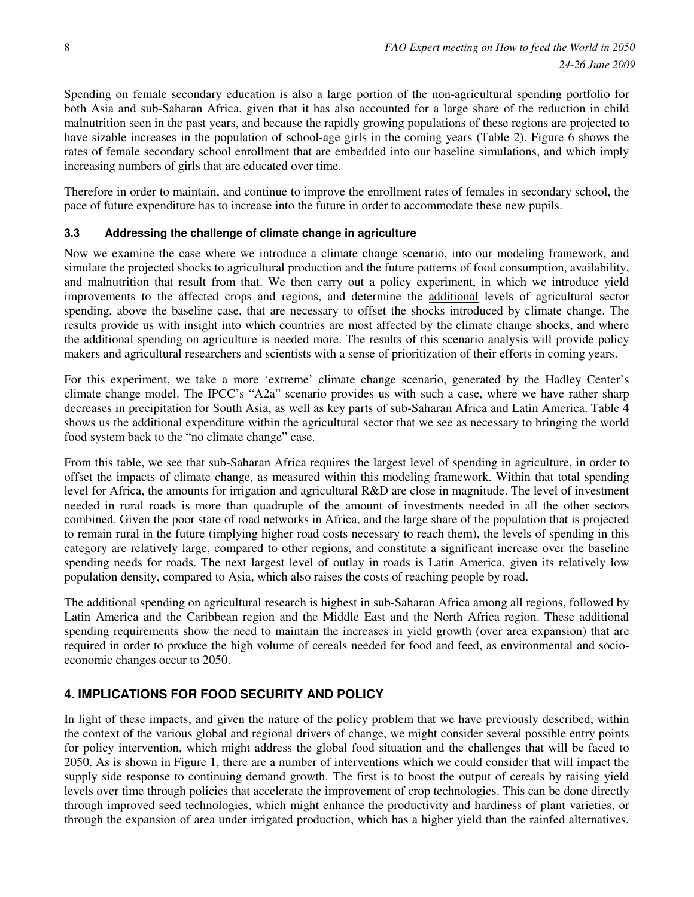Spending on female secondary education is also a large portion of the non-agricultural spending portfolio for both Asia and sub-Saharan Africa, given that it has also accounted for a large share of the reduction in child malnutrition seen in the past years, and because the rapidly growing populations of these regions are projected to have sizable increases in the population of school-age girls in the coming years (Table 2). Figure 6 shows the rates of female secondary school enrollment that are embedded into our baseline simulations, and which imply increasing numbers of girls that are educated over time.

Therefore in order to maintain, and continue to improve the enrollment rates of females in secondary school, the pace of future expenditure has to increase into the future in order to accommodate these new pupils.

### 3.3 Addressing the challenge of climate change in agriculture

Now we examine the case where we introduce a climate change scenario, into our modeling framework, and simulate the projected shocks to agricultural production and the future patterns of food consumption, availability, and malnutrition that result from that. We then carry out a policy experiment, in which we introduce yield improvements to the affected crops and regions, and determine the additional levels of agricultural sector spending, above the baseline case, that are necessary to offset the shocks introduced by climate change. The results provide us with insight into which countries are most affected by the climate change shocks, and where the additional spending on agriculture is needed more. The results of this scenario analysis will provide policy makers and agricultural researchers and scientists with a sense of prioritization of their efforts in coming years.

For this experiment, we take a more 'extreme' climate change scenario, generated by the Hadley Center's climate change model. The IPCC's "A2a" scenario provides us with such a case, where we have rather sharp decreases in precipitation for South Asia, as well as key parts of sub-Saharan Africa and Latin America. Table 4 shows us the additional expenditure within the agricultural sector that we see as necessary to bringing the world food system back to the "no climate change" case.

From this table, we see that sub-Saharan Africa requires the largest level of spending in agriculture, in order to offset the impacts of climate change, as measured within this modeling framework. Within that total spending level for Africa, the amounts for irrigation and agricultural R&D are close in magnitude. The level of investment needed in rural roads is more than quadruple of the amount of investments needed in all the other sectors combined. Given the poor state of road networks in Africa, and the large share of the population that is projected to remain rural in the future (implying higher road costs necessary to reach them), the levels of spending in this category are relatively large, compared to other regions, and constitute a significant increase over the baseline spending needs for roads. The next largest level of outlay in roads is Latin America, given its relatively low population density, compared to Asia, which also raises the costs of reaching people by road.

The additional spending on agricultural research is highest in sub-Saharan Africa among all regions, followed by Latin America and the Caribbean region and the Middle East and the North Africa region. These additional spending requirements show the need to maintain the increases in yield growth (over area expansion) that are required in order to produce the high volume of cereals needed for food and feed, as environmental and socio-economic changes occur to 2050.

## 4. IMPLICATIONS FOR FOOD SECURITY AND POLICY

In light of these impacts, and given the nature of the policy problem that we have previously described, within the context of the various global and regional drivers of change, we might consider several possible entry points for policy intervention, which might address the global food situation and the challenges that will be faced to 2050. As is shown in Figure 1, there are a number of interventions which we could consider that will impact the supply side response to continuing demand growth. The first is to boost the output of cereals by raising yield levels over time through policies that accelerate the improvement of crop technologies. This can be done directly through improved seed technologies, which might enhance the productivity and hardiness of plant varieties, or through the expansion of area under irrigated production, which has a higher yield than the rainfed alternatives,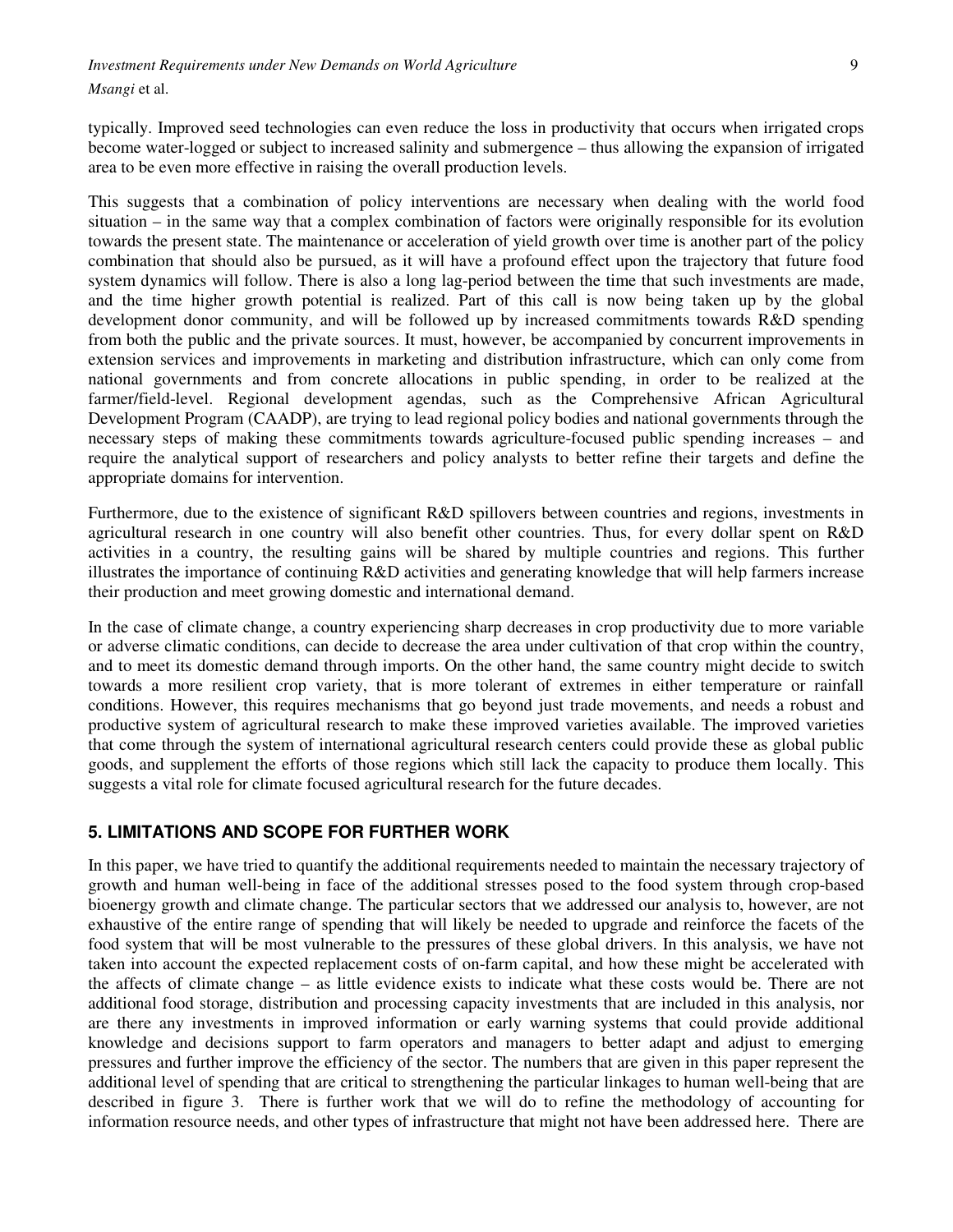typically. Improved seed technologies can even reduce the loss in productivity that occurs when irrigated crops become water-logged or subject to increased salinity and submergence – thus allowing the expansion of irrigated area to be even more effective in raising the overall production levels.

This suggests that a combination of policy interventions are necessary when dealing with the world food situation – in the same way that a complex combination of factors were originally responsible for its evolution towards the present state. The maintenance or acceleration of yield growth over time is another part of the policy combination that should also be pursued, as it will have a profound effect upon the trajectory that future food system dynamics will follow. There is also a long lag-period between the time that such investments are made, and the time higher growth potential is realized. Part of this call is now being taken up by the global development donor community, and will be followed up by increased commitments towards R&D spending from both the public and the private sources. It must, however, be accompanied by concurrent improvements in extension services and improvements in marketing and distribution infrastructure, which can only come from national governments and from concrete allocations in public spending, in order to be realized at the farmer/field-level. Regional development agendas, such as the Comprehensive African Agricultural Development Program (CAADP), are trying to lead regional policy bodies and national governments through the necessary steps of making these commitments towards agriculture-focused public spending increases – and require the analytical support of researchers and policy analysts to better refine their targets and define the appropriate domains for intervention.

Furthermore, due to the existence of significant R&D spillovers between countries and regions, investments in agricultural research in one country will also benefit other countries. Thus, for every dollar spent on R&D activities in a country, the resulting gains will be shared by multiple countries and regions. This further illustrates the importance of continuing R&D activities and generating knowledge that will help farmers increase their production and meet growing domestic and international demand.

In the case of climate change, a country experiencing sharp decreases in crop productivity due to more variable or adverse climatic conditions, can decide to decrease the area under cultivation of that crop within the country, and to meet its domestic demand through imports. On the other hand, the same country might decide to switch towards a more resilient crop variety, that is more tolerant of extremes in either temperature or rainfall conditions. However, this requires mechanisms that go beyond just trade movements, and needs a robust and productive system of agricultural research to make these improved varieties available. The improved varieties that come through the system of international agricultural research centers could provide these as global public goods, and supplement the efforts of those regions which still lack the capacity to produce them locally. This suggests a vital role for climate focused agricultural research for the future decades.

## 5. LIMITATIONS AND SCOPE FOR FURTHER WORK

In this paper, we have tried to quantify the additional requirements needed to maintain the necessary trajectory of growth and human well-being in face of the additional stresses posed to the food system through crop-based bioenergy growth and climate change. The particular sectors that we addressed our analysis to, however, are not exhaustive of the entire range of spending that will likely be needed to upgrade and reinforce the facets of the food system that will be most vulnerable to the pressures of these global drivers. In this analysis, we have not taken into account the expected replacement costs of on-farm capital, and how these might be accelerated with the affects of climate change – as little evidence exists to indicate what these costs would be. There are not additional food storage, distribution and processing capacity investments that are included in this analysis, nor are there any investments in improved information or early warning systems that could provide additional knowledge and decisions support to farm operators and managers to better adapt and adjust to emerging pressures and further improve the efficiency of the sector. The numbers that are given in this paper represent the additional level of spending that are critical to strengthening the particular linkages to human well-being that are described in figure 3. There is further work that we will do to refine the methodology of accounting for information resource needs, and other types of infrastructure that might not have been addressed here. There are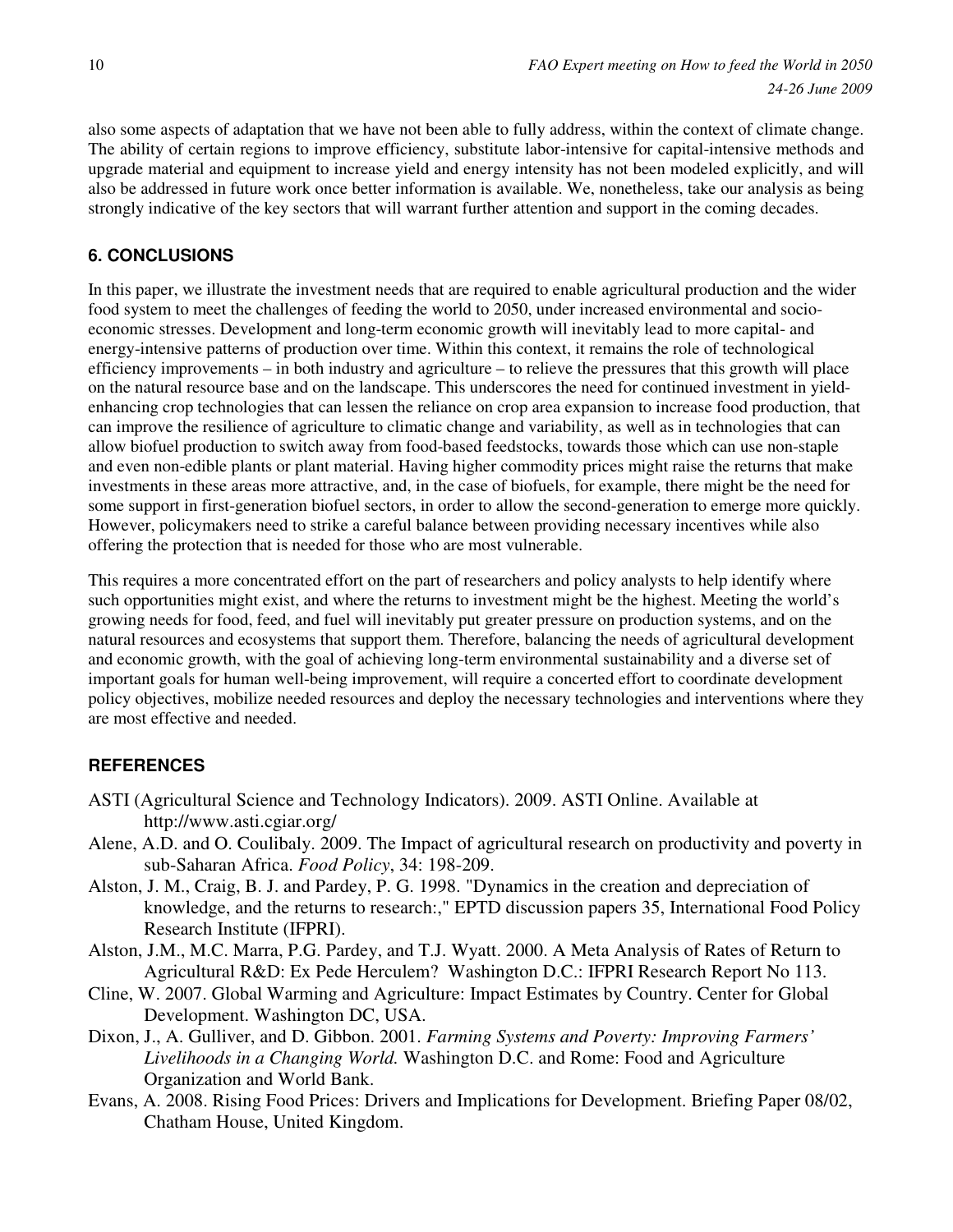also some aspects of adaptation that we have not been able to fully address, within the context of climate change. The ability of certain regions to improve efficiency, substitute labor-intensive for capital-intensive methods and upgrade material and equipment to increase yield and energy intensity has not been modeled explicitly, and will also be addressed in future work once better information is available. We, nonetheless, take our analysis as being strongly indicative of the key sectors that will warrant further attention and support in the coming decades.

## 6. CONCLUSIONS

In this paper, we illustrate the investment needs that are required to enable agricultural production and the wider food system to meet the challenges of feeding the world to 2050, under increased environmental and socio-economic stresses. Development and long-term economic growth will inevitably lead to more capital- and energy-intensive patterns of production over time. Within this context, it remains the role of technological efficiency improvements – in both industry and agriculture – to relieve the pressures that this growth will place on the natural resource base and on the landscape. This underscores the need for continued investment in yield-enhancing crop technologies that can lessen the reliance on crop area expansion to increase food production, that can improve the resilience of agriculture to climatic change and variability, as well as in technologies that can allow biofuel production to switch away from food-based feedstocks, towards those which can use non-staple and even non-edible plants or plant material. Having higher commodity prices might raise the returns that make investments in these areas more attractive, and, in the case of biofuels, for example, there might be the need for some support in first-generation biofuel sectors, in order to allow the second-generation to emerge more quickly. However, policymakers need to strike a careful balance between providing necessary incentives while also offering the protection that is needed for those who are most vulnerable.

This requires a more concentrated effort on the part of researchers and policy analysts to help identify where such opportunities might exist, and where the returns to investment might be the highest. Meeting the world's growing needs for food, feed, and fuel will inevitably put greater pressure on production systems, and on the natural resources and ecosystems that support them. Therefore, balancing the needs of agricultural development and economic growth, with the goal of achieving long-term environmental sustainability and a diverse set of important goals for human well-being improvement, will require a concerted effort to coordinate development policy objectives, mobilize needed resources and deploy the necessary technologies and interventions where they are most effective and needed.

## REFERENCES

ASTI (Agricultural Science and Technology Indicators). 2009. ASTI Online. Available at http://www.asti.cgiar.org/

Alene, A.D. and O. Coulibaly. 2009. The Impact of agricultural research on productivity and poverty in sub-Saharan Africa. *Food Policy*, 34: 198-209.

Alston, J. M., Craig, B. J. and Pardey, P. G. 1998. "Dynamics in the creation and depreciation of knowledge, and the returns to research:," EPTD discussion papers 35, International Food Policy Research Institute (IFPRI).

Alston, J.M., M.C. Marra, P.G. Pardey, and T.J. Wyatt. 2000. A Meta Analysis of Rates of Return to Agricultural R&D: Ex Pede Herculem? Washington D.C.: IFPRI Research Report No 113.

Cline, W. 2007. Global Warming and Agriculture: Impact Estimates by Country. Center for Global Development. Washington DC, USA.

Dixon, J., A. Gulliver, and D. Gibbon. 2001. *Farming Systems and Poverty: Improving Farmers' Livelihoods in a Changing World.* Washington D.C. and Rome: Food and Agriculture Organization and World Bank.

Evans, A. 2008. Rising Food Prices: Drivers and Implications for Development. Briefing Paper 08/02, Chatham House, United Kingdom.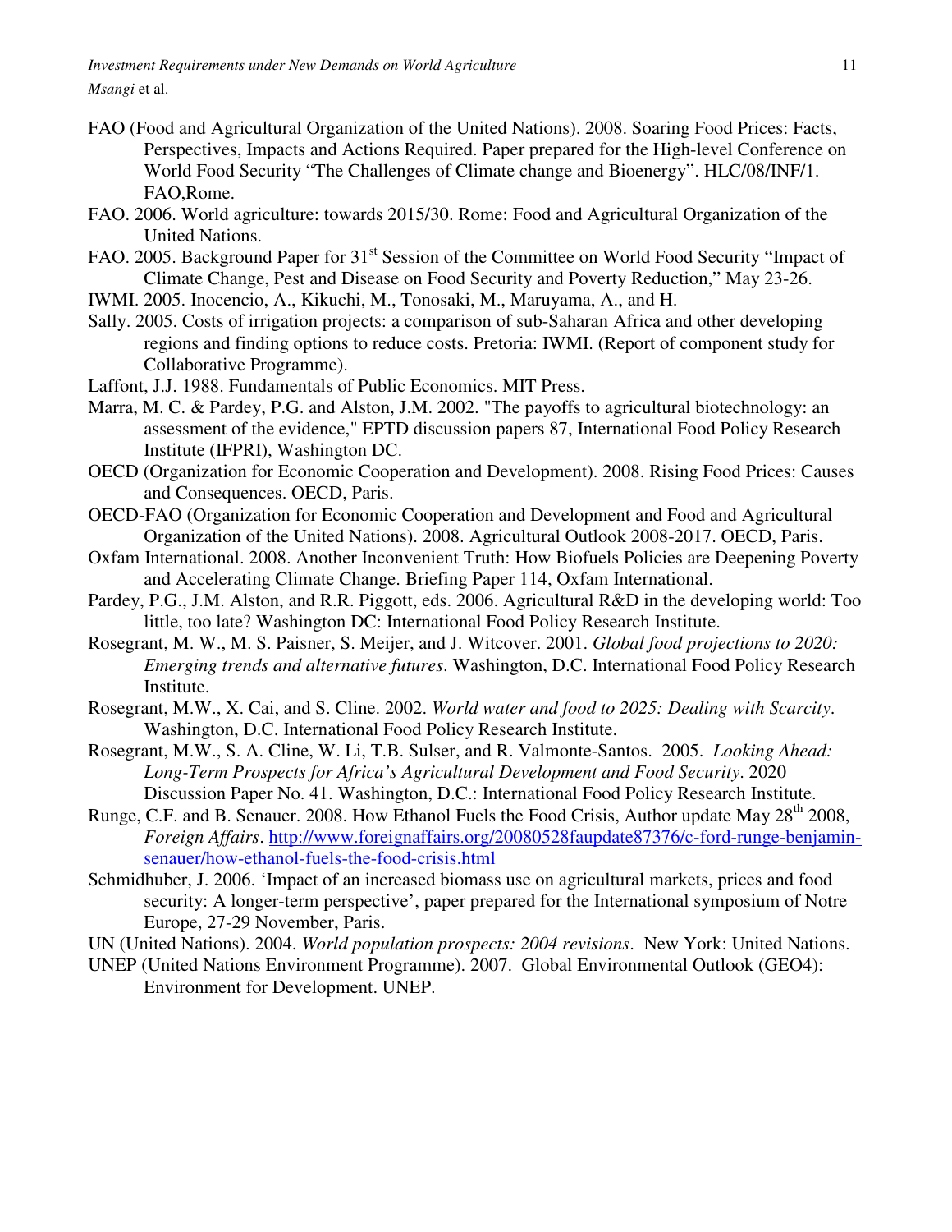FAO (Food and Agricultural Organization of the United Nations). 2008. Soaring Food Prices: Facts, Perspectives, Impacts and Actions Required. Paper prepared for the High-level Conference on World Food Security "The Challenges of Climate change and Bioenergy". HLC/08/INF/1. FAO,Rome.

FAO. 2006. World agriculture: towards 2015/30. Rome: Food and Agricultural Organization of the United Nations.

FAO. 2005. Background Paper for 31st Session of the Committee on World Food Security "Impact of Climate Change, Pest and Disease on Food Security and Poverty Reduction," May 23-26.

IWMI. 2005. Inocencio, A., Kikuchi, M., Tonosaki, M., Maruyama, A., and H.

Sally. 2005. Costs of irrigation projects: a comparison of sub-Saharan Africa and other developing regions and finding options to reduce costs. Pretoria: IWMI. (Report of component study for Collaborative Programme).

Laffont, J.J. 1988. Fundamentals of Public Economics. MIT Press.

Marra, M. C. & Pardey, P.G. and Alston, J.M. 2002. "The payoffs to agricultural biotechnology: an assessment of the evidence," EPTD discussion papers 87, International Food Policy Research Institute (IFPRI), Washington DC.

OECD (Organization for Economic Cooperation and Development). 2008. Rising Food Prices: Causes and Consequences. OECD, Paris.

OECD-FAO (Organization for Economic Cooperation and Development and Food and Agricultural Organization of the United Nations). 2008. Agricultural Outlook 2008-2017. OECD, Paris.

Oxfam International. 2008. Another Inconvenient Truth: How Biofuels Policies are Deepening Poverty and Accelerating Climate Change. Briefing Paper 114, Oxfam International.

Pardey, P.G., J.M. Alston, and R.R. Piggott, eds. 2006. Agricultural R&D in the developing world: Too little, too late? Washington DC: International Food Policy Research Institute.

Rosegrant, M. W., M. S. Paisner, S. Meijer, and J. Witcover. 2001. *Global food projections to 2020: Emerging trends and alternative futures*. Washington, D.C. International Food Policy Research Institute.

Rosegrant, M.W., X. Cai, and S. Cline. 2002. *World water and food to 2025: Dealing with Scarcity*. Washington, D.C. International Food Policy Research Institute.

Rosegrant, M.W., S. A. Cline, W. Li, T.B. Sulser, and R. Valmonte-Santos. 2005. *Looking Ahead: Long-Term Prospects for Africa's Agricultural Development and Food Security*. 2020 Discussion Paper No. 41. Washington, D.C.: International Food Policy Research Institute.

Runge, C.F. and B. Senauer. 2008. How Ethanol Fuels the Food Crisis, Author update May 28th 2008, *Foreign Affairs*. http://www.foreignaffairs.org/20080528faupdate87376/c-ford-runge-benjamin-senauer/how-ethanol-fuels-the-food-crisis.html

Schmidhuber, J. 2006. 'Impact of an increased biomass use on agricultural markets, prices and food security: A longer-term perspective', paper prepared for the International symposium of Notre Europe, 27-29 November, Paris.

UN (United Nations). 2004. *World population prospects: 2004 revisions*. New York: United Nations.

UNEP (United Nations Environment Programme). 2007. Global Environmental Outlook (GEO4): Environment for Development. UNEP.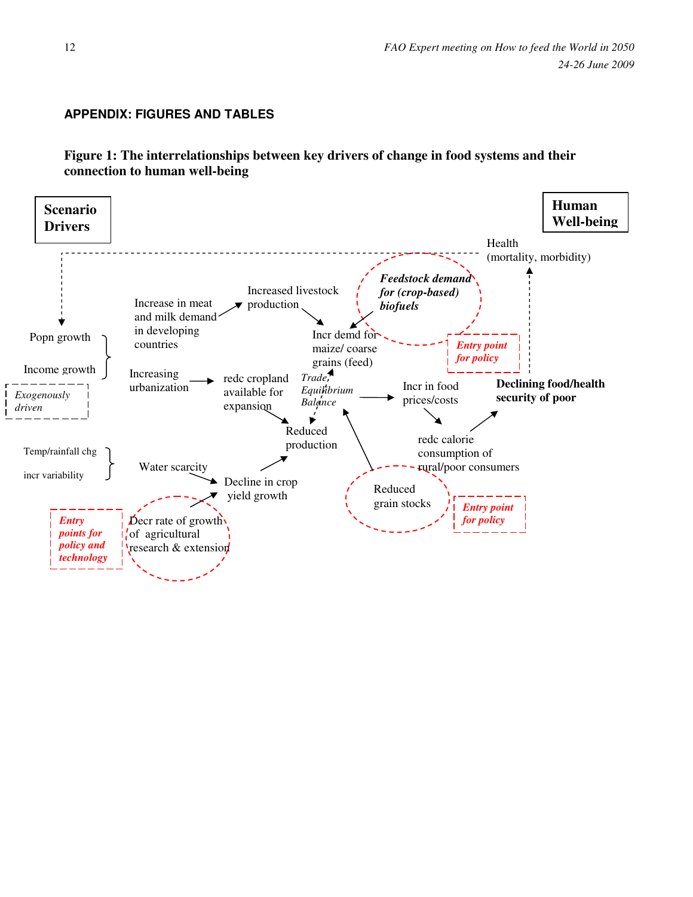## APPENDIX: FIGURES AND TABLES

**Figure 1: The interrelationships between key drivers of change in food systems and their connection to human well-being**

**Scenario Drivers**

**Human Well-being**

Health (mortality, morbidity)

Popn growth

Income growth

*Exogenously driven*

Increase in meat and milk demand in developing countries

Increased livestock production

*Feedstock demand for (crop-based) biofuels*

Incr demd for maize/ coarse grains (feed)

*Entry point for policy*

Increasing urbanization

redc cropland available for expansion

*Trade, Equilibrium Balance*

Incr in food prices/costs

**Declining food/health security of poor**

Reduced production

redc calorie consumption of rural/poor consumers

Temp/rainfall chg

incr variability

Water scarcity

Decline in crop yield growth

Reduced grain stocks

*Entry point for policy*

*Entry points for policy and technology*

Decr rate of growth of agricultural research & extension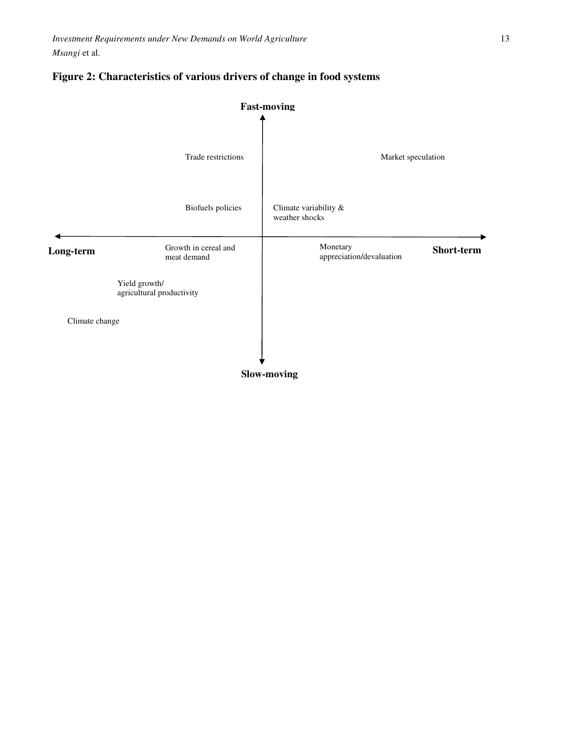**Figure 2: Characteristics of various drivers of change in food systems**

Fast-moving

Trade restrictions

Market speculation

Biofuels policies

Climate variability & weather shocks

Long-term

Growth in cereal and meat demand

Monetary appreciation/devaluation

Short-term

Yield growth/ agricultural productivity

Climate change

Slow-moving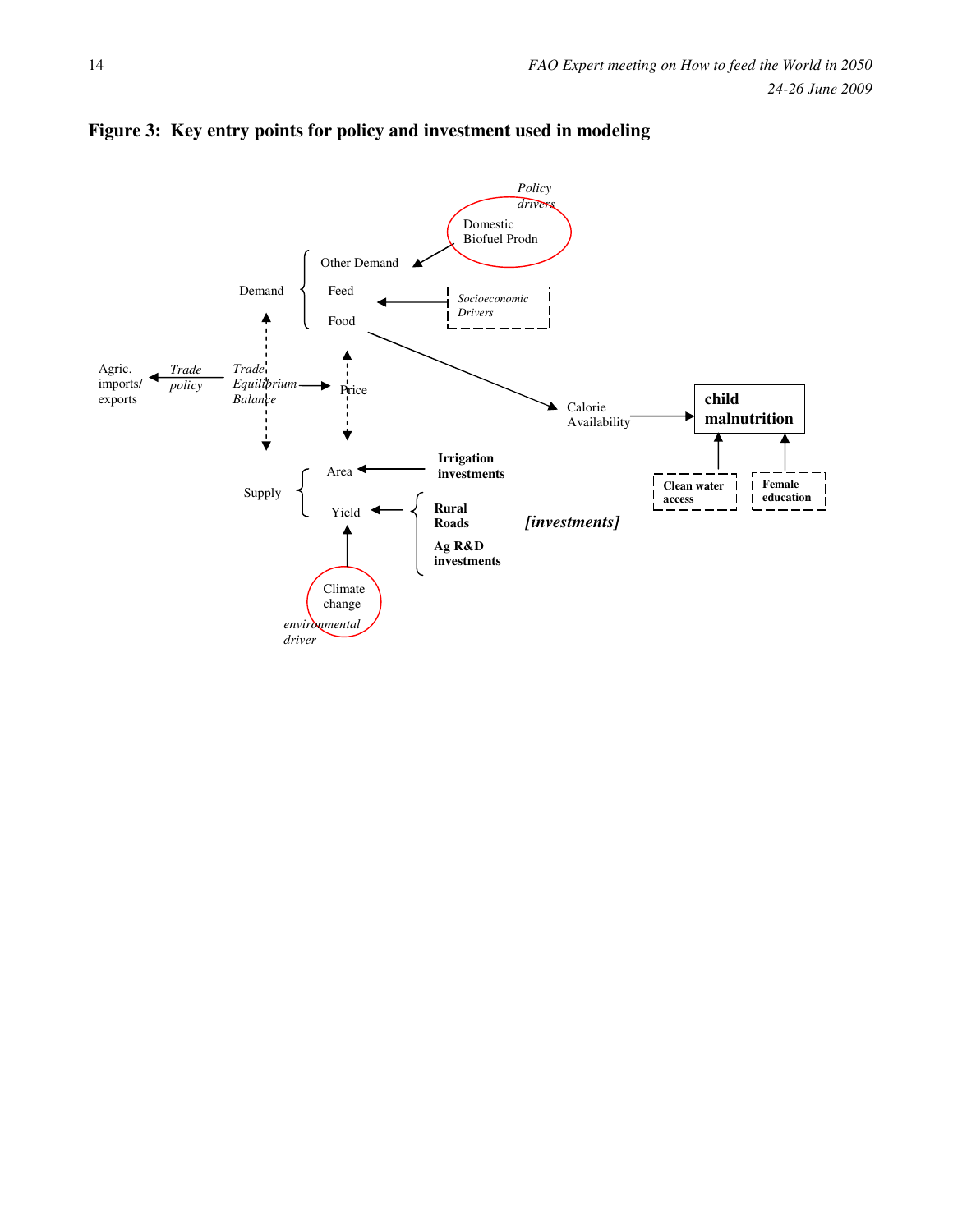**Figure 3: Key entry points for policy and investment used in modeling**

Policy drivers

Domestic Biofuel Prodn

Demand

Other Demand

Feed

Food

Socioeconomic Drivers

Agric. imports/ exports

*Trade policy*

*Trade Equilibrium Balance*

Price

Calorie Availability

child malnutrition

Supply

Area

Yield

**Irrigation investments**

**Rural Roads**

**Ag R&D investments**

***[investments]***

**Clean water access**

**Female education**

Climate change

*environmental driver*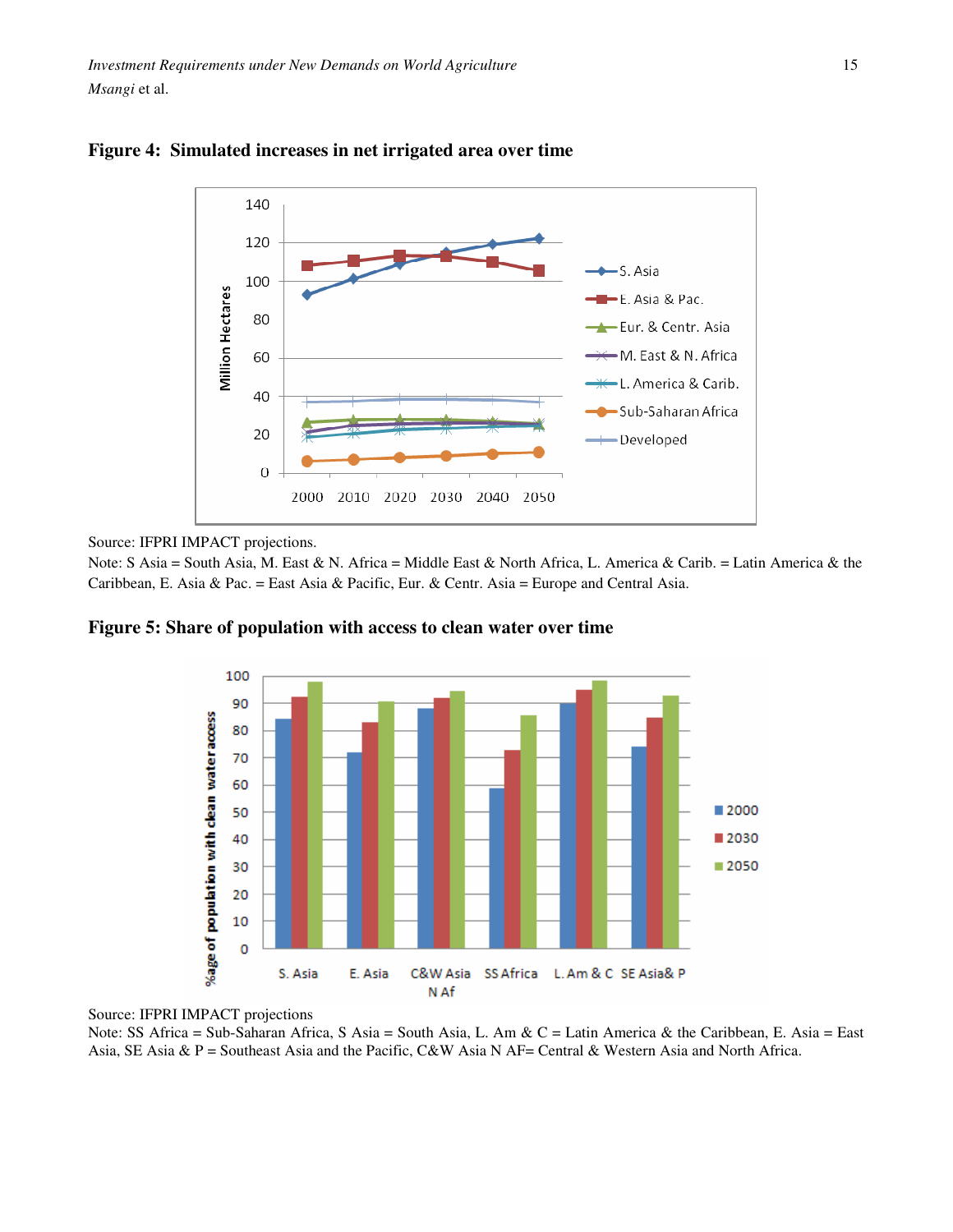**Figure 4: Simulated increases in net irrigated area over time**

Source: IFPRI IMPACT projections.

Note: S Asia = South Asia, M. East & N. Africa = Middle East & North Africa, L. America & Carib. = Latin America & the Caribbean, E. Asia & Pac. = East Asia & Pacific, Eur. & Centr. Asia = Europe and Central Asia.

**Figure 5: Share of population with access to clean water over time**

Source: IFPRI IMPACT projections

Note: SS Africa = Sub-Saharan Africa, S Asia = South Asia, L. Am & C = Latin America & the Caribbean, E. Asia = East Asia, SE Asia & P = Southeast Asia and the Pacific, C&W Asia N AF= Central & Western Asia and North Africa.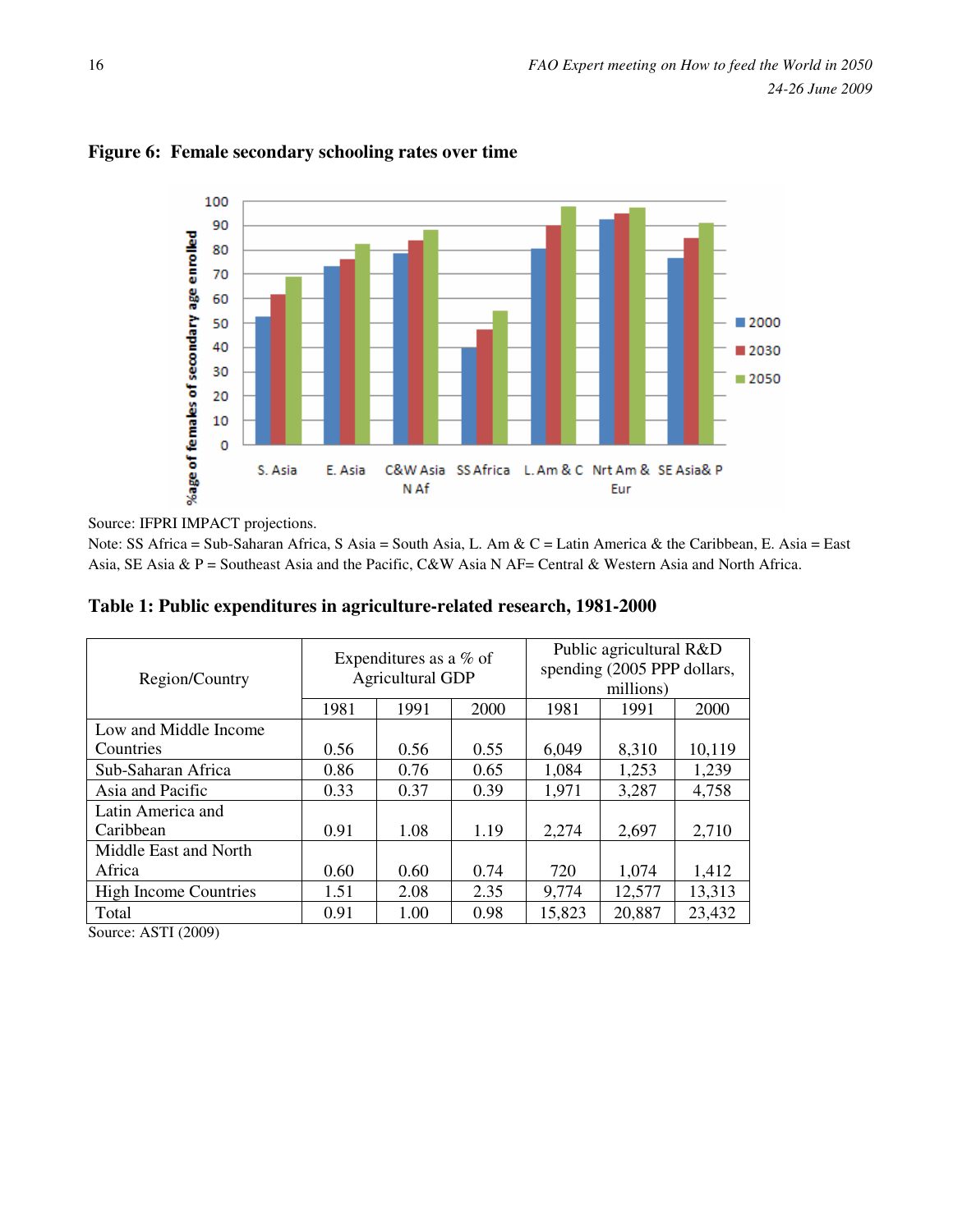**Figure 6: Female secondary schooling rates over time**

Source: IFPRI IMPACT projections.

Note: SS Africa = Sub-Saharan Africa, S Asia = South Asia, L. Am & C = Latin America & the Caribbean, E. Asia = East Asia, SE Asia & P = Southeast Asia and the Pacific, C&W Asia N AF= Central & Western Asia and North Africa.

**Table 1: Public expenditures in agriculture-related research, 1981-2000**

| Region/Country | Expenditures as a % of Agricultural GDP | | | Public agricultural R&D spending (2005 PPP dollars, millions) | | |
|---|---|---|---|---|---|---|
| | 1981 | 1991 | 2000 | 1981 | 1991 | 2000 |
| Low and Middle Income Countries | 0.56 | 0.56 | 0.55 | 6,049 | 8,310 | 10,119 |
| Sub-Saharan Africa | 0.86 | 0.76 | 0.65 | 1,084 | 1,253 | 1,239 |
| Asia and Pacific | 0.33 | 0.37 | 0.39 | 1,971 | 3,287 | 4,758 |
| Latin America and Caribbean | 0.91 | 1.08 | 1.19 | 2,274 | 2,697 | 2,710 |
| Middle East and North Africa | 0.60 | 0.60 | 0.74 | 720 | 1,074 | 1,412 |
| High Income Countries | 1.51 | 2.08 | 2.35 | 9,774 | 12,577 | 13,313 |
| Total | 0.91 | 1.00 | 0.98 | 15,823 | 20,887 | 23,432 |

Source: ASTI (2009)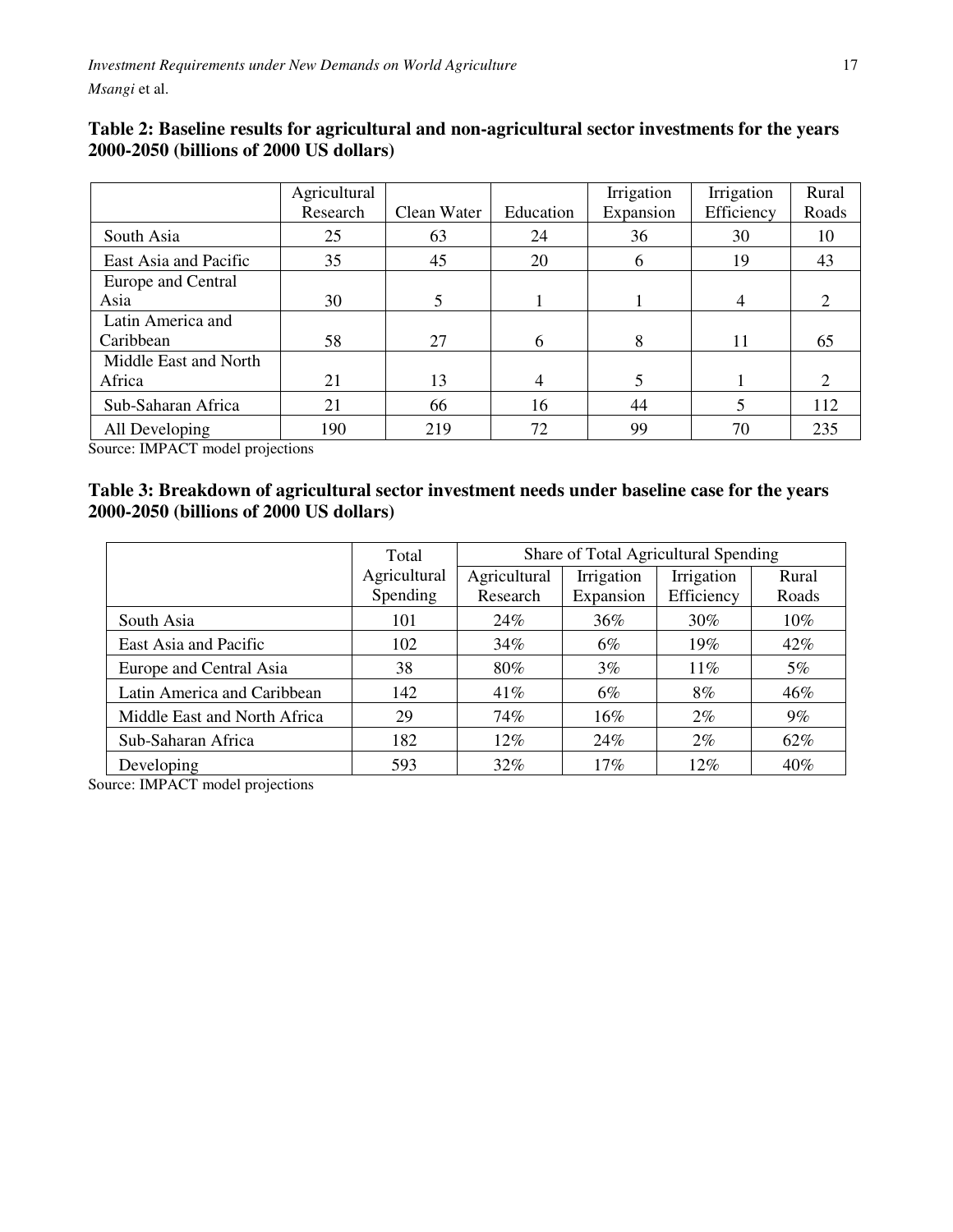**Table 2: Baseline results for agricultural and non-agricultural sector investments for the years 2000-2050 (billions of 2000 US dollars)**

| | Agricultural Research | Clean Water | Education | Irrigation Expansion | Irrigation Efficiency | Rural Roads |
|---|---|---|---|---|---|---|
| South Asia | 25 | 63 | 24 | 36 | 30 | 10 |
| East Asia and Pacific | 35 | 45 | 20 | 6 | 19 | 43 |
| Europe and Central Asia | 30 | 5 | 1 | 1 | 4 | 2 |
| Latin America and Caribbean | 58 | 27 | 6 | 8 | 11 | 65 |
| Middle East and North Africa | 21 | 13 | 4 | 5 | 1 | 2 |
| Sub-Saharan Africa | 21 | 66 | 16 | 44 | 5 | 112 |
| All Developing | 190 | 219 | 72 | 99 | 70 | 235 |

Source: IMPACT model projections

**Table 3: Breakdown of agricultural sector investment needs under baseline case for the years 2000-2050 (billions of 2000 US dollars)**

| | Total Agricultural Spending | Share of Total Agricultural Spending | | | |
|---|---|---|---|---|---|
| | | Agricultural Research | Irrigation Expansion | Irrigation Efficiency | Rural Roads |
| South Asia | 101 | 24% | 36% | 30% | 10% |
| East Asia and Pacific | 102 | 34% | 6% | 19% | 42% |
| Europe and Central Asia | 38 | 80% | 3% | 11% | 5% |
| Latin America and Caribbean | 142 | 41% | 6% | 8% | 46% |
| Middle East and North Africa | 29 | 74% | 16% | 2% | 9% |
| Sub-Saharan Africa | 182 | 12% | 24% | 2% | 62% |
| Developing | 593 | 32% | 17% | 12% | 40% |

Source: IMPACT model projections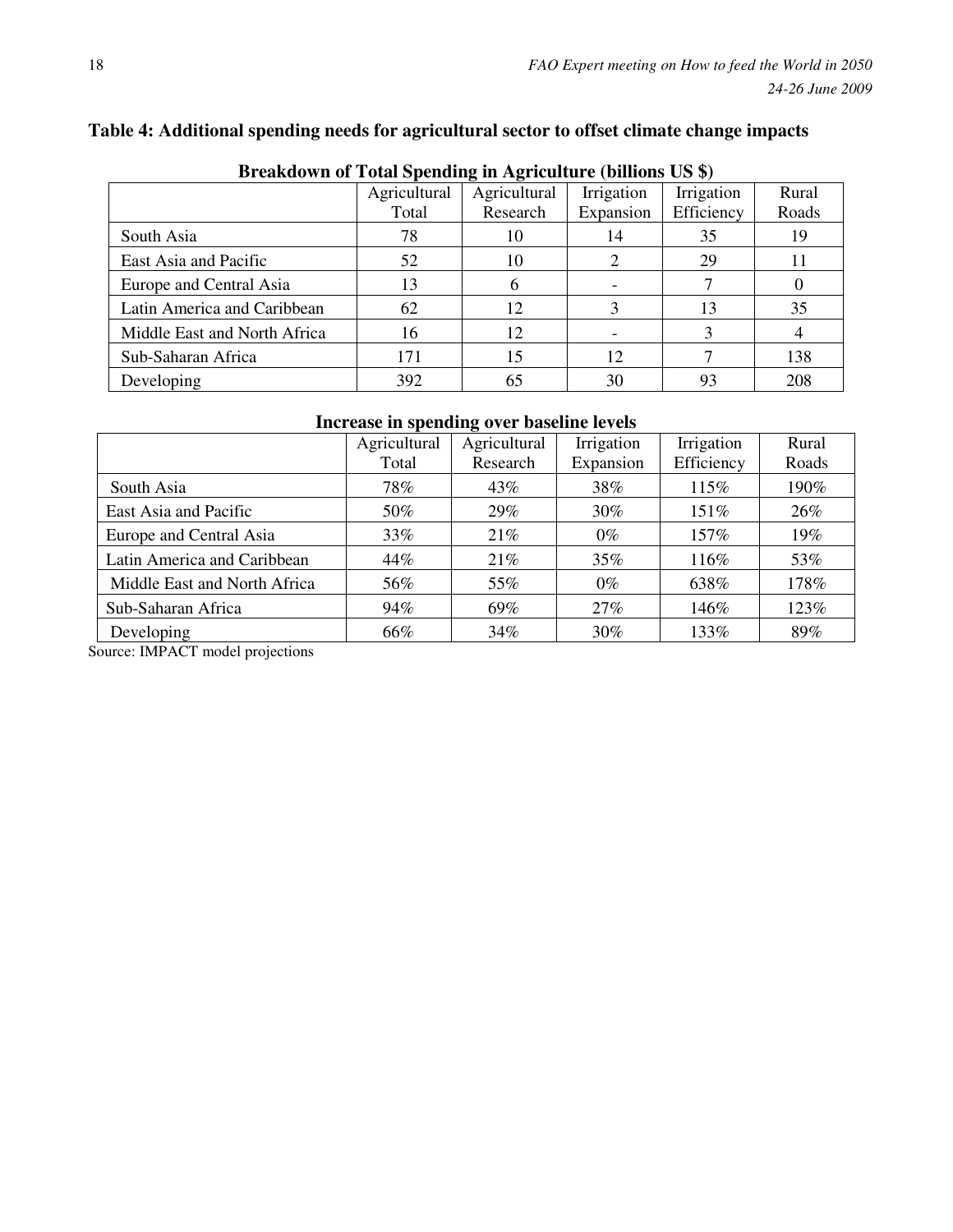**Table 4: Additional spending needs for agricultural sector to offset climate change impacts**

**Breakdown of Total Spending in Agriculture (billions US $)**

| | Agricultural Total | Agricultural Research | Irrigation Expansion | Irrigation Efficiency | Rural Roads |
|---|---|---|---|---|---|
| South Asia | 78 | 10 | 14 | 35 | 19 |
| East Asia and Pacific | 52 | 10 | 2 | 29 | 11 |
| Europe and Central Asia | 13 | 6 | - | 7 | 0 |
| Latin America and Caribbean | 62 | 12 | 3 | 13 | 35 |
| Middle East and North Africa | 16 | 12 | - | 3 | 4 |
| Sub-Saharan Africa | 171 | 15 | 12 | 7 | 138 |
| Developing | 392 | 65 | 30 | 93 | 208 |

**Increase in spending over baseline levels**

| | Agricultural Total | Agricultural Research | Irrigation Expansion | Irrigation Efficiency | Rural Roads |
|---|---|---|---|---|---|
| South Asia | 78% | 43% | 38% | 115% | 190% |
| East Asia and Pacific | 50% | 29% | 30% | 151% | 26% |
| Europe and Central Asia | 33% | 21% | 0% | 157% | 19% |
| Latin America and Caribbean | 44% | 21% | 35% | 116% | 53% |
| Middle East and North Africa | 56% | 55% | 0% | 638% | 178% |
| Sub-Saharan Africa | 94% | 69% | 27% | 146% | 123% |
| Developing | 66% | 34% | 30% | 133% | 89% |

Source: IMPACT model projections